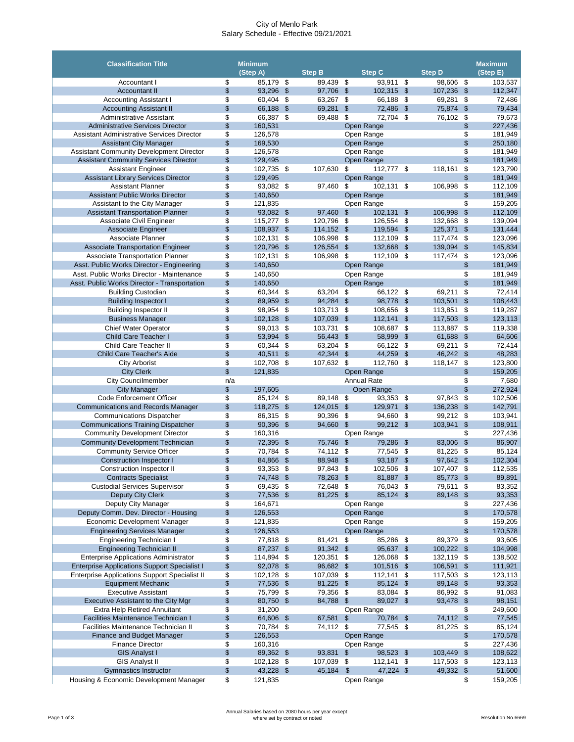City of Menlo Park
Salary Schedule - Effective 09/21/2021

| Classification Title | Minimum (Step A) | Step B | Step C | Step D | Maximum (Step E) |
|---|---|---|---|---|---|
| Accountant I | $ 85,179 | $ 89,439 | $ 93,911 | $ 98,606 | $ 103,537 |
| Accountant II | $ 93,296 | $ 97,706 | $ 102,315 | $ 107,236 | $ 112,347 |
| Accounting Assistant I | $ 60,404 | $ 63,267 | $ 66,188 | $ 69,281 | $ 72,486 |
| Accounting Assistant II | $ 66,188 | $ 69,281 | $ 72,486 | $ 75,874 | $ 79,434 |
| Administrative Assistant | $ 66,387 | $ 69,488 | $ 72,704 | $ 76,102 | $ 79,673 |
| Administrative Services Director | $ 160,531 | | Open Range | | $ 227,436 |
| Assistant Administrative Services Director | $ 126,578 | | Open Range | | $ 181,949 |
| Assistant City Manager | $ 169,530 | | Open Range | | $ 250,180 |
| Assistant Community Development Director | $ 126,578 | | Open Range | | $ 181,949 |
| Assistant Community Services Director | $ 129,495 | | Open Range | | $ 181,949 |
| Assistant Engineer | $ 102,735 | $ 107,630 | $ 112,777 | $ 118,161 | $ 123,790 |
| Assistant Library Services Director | $ 129,495 | | Open Range | | $ 181,949 |
| Assistant Planner | $ 93,082 | $ 97,460 | $ 102,131 | $ 106,998 | $ 112,109 |
| Assistant Public Works Director | $ 140,650 | | Open Range | | $ 181,949 |
| Assistant to the City Manager | $ 121,835 | | Open Range | | $ 159,205 |
| Assistant Transportation Planner | $ 93,082 | $ 97,460 | $ 102,131 | $ 106,998 | $ 112,109 |
| Associate Civil Engineer | $ 115,277 | $ 120,796 | $ 126,554 | $ 132,668 | $ 139,094 |
| Associate Engineer | $ 108,937 | $ 114,152 | $ 119,594 | $ 125,371 | $ 131,444 |
| Associate Planner | $ 102,131 | $ 106,998 | $ 112,109 | $ 117,474 | $ 123,096 |
| Associate Transportation Engineer | $ 120,796 | $ 126,554 | $ 132,668 | $ 139,094 | $ 145,834 |
| Associate Transportation Planner | $ 102,131 | $ 106,998 | $ 112,109 | $ 117,474 | $ 123,096 |
| Asst. Public Works Director - Engineering | $ 140,650 | | Open Range | | $ 181,949 |
| Asst. Public Works Director - Maintenance | $ 140,650 | | Open Range | | $ 181,949 |
| Asst. Public Works Director - Transportation | $ 140,650 | | Open Range | | $ 181,949 |
| Building Custodian | $ 60,344 | $ 63,204 | $ 66,122 | $ 69,211 | $ 72,414 |
| Building Inspector I | $ 89,959 | $ 94,284 | $ 98,778 | $ 103,501 | $ 108,443 |
| Building Inspector II | $ 98,954 | $ 103,713 | $ 108,656 | $ 113,851 | $ 119,287 |
| Business Manager | $ 102,128 | $ 107,039 | $ 112,141 | $ 117,503 | $ 123,113 |
| Chief Water Operator | $ 99,013 | $ 103,731 | $ 108,687 | $ 113,887 | $ 119,338 |
| Child Care Teacher I | $ 53,994 | $ 56,443 | $ 58,999 | $ 61,688 | $ 64,606 |
| Child Care Teacher II | $ 60,344 | $ 63,204 | $ 66,122 | $ 69,211 | $ 72,414 |
| Child Care Teacher's Aide | $ 40,511 | $ 42,344 | $ 44,259 | $ 46,242 | $ 48,283 |
| City Arborist | $ 102,708 | $ 107,632 | $ 112,760 | $ 118,147 | $ 123,800 |
| City Clerk | $ 121,835 | | Open Range | | $ 159,205 |
| City Councilmember | n/a | | Annual Rate | | $ 7,680 |
| City Manager | $ 197,605 | | Open Range | | $ 272,924 |
| Code Enforcement Officer | $ 85,124 | $ 89,148 | $ 93,353 | $ 97,843 | $ 102,506 |
| Communications and Records Manager | $ 118,275 | $ 124,015 | $ 129,971 | $ 136,238 | $ 142,791 |
| Communications Dispatcher | $ 86,315 | $ 90,396 | $ 94,660 | $ 99,212 | $ 103,941 |
| Communications Training Dispatcher | $ 90,396 | $ 94,660 | $ 99,212 | $ 103,941 | $ 108,911 |
| Community Development Director | $ 160,316 | | Open Range | | $ 227,436 |
| Community Development Technician | $ 72,395 | $ 75,746 | $ 79,286 | $ 83,006 | $ 86,907 |
| Community Service Officer | $ 70,784 | $ 74,112 | $ 77,545 | $ 81,225 | $ 85,124 |
| Construction Inspector I | $ 84,866 | $ 88,948 | $ 93,187 | $ 97,642 | $ 102,304 |
| Construction Inspector II | $ 93,353 | $ 97,843 | $ 102,506 | $ 107,407 | $ 112,535 |
| Contracts Specialist | $ 74,748 | $ 78,263 | $ 81,887 | $ 85,773 | $ 89,891 |
| Custodial Services Supervisor | $ 69,435 | $ 72,648 | $ 76,043 | $ 79,611 | $ 83,352 |
| Deputy City Clerk | $ 77,536 | $ 81,225 | $ 85,124 | $ 89,148 | $ 93,353 |
| Deputy City Manager | $ 164,671 | | Open Range | | $ 227,436 |
| Deputy Comm. Dev. Director - Housing | $ 126,553 | | Open Range | | $ 170,578 |
| Economic Development Manager | $ 121,835 | | Open Range | | $ 159,205 |
| Engineering Services Manager | $ 126,553 | | Open Range | | $ 170,578 |
| Engineering Technician I | $ 77,818 | $ 81,421 | $ 85,286 | $ 89,379 | $ 93,605 |
| Engineering Technician II | $ 87,237 | $ 91,342 | $ 95,637 | $ 100,222 | $ 104,998 |
| Enterprise Applications Administrator | $ 114,894 | $ 120,351 | $ 126,068 | $ 132,119 | $ 138,502 |
| Enterprise Applications Support Specialist I | $ 92,078 | $ 96,682 | $ 101,516 | $ 106,591 | $ 111,921 |
| Enterprise Applications Support Specialist II | $ 102,128 | $ 107,039 | $ 112,141 | $ 117,503 | $ 123,113 |
| Equipment Mechanic | $ 77,536 | $ 81,225 | $ 85,124 | $ 89,148 | $ 93,353 |
| Executive Assistant | $ 75,799 | $ 79,356 | $ 83,084 | $ 86,992 | $ 91,083 |
| Executive Assistant to the City Mgr | $ 80,750 | $ 84,788 | $ 89,027 | $ 93,478 | $ 98,151 |
| Extra Help Retired Annuitant | $ 31,200 | | Open Range | | $ 249,600 |
| Facilities Maintenance Technician I | $ 64,606 | $ 67,581 | $ 70,784 | $ 74,112 | $ 77,545 |
| Facilities Maintenance Technician II | $ 70,784 | $ 74,112 | $ 77,545 | $ 81,225 | $ 85,124 |
| Finance and Budget Manager | $ 126,553 | | Open Range | | $ 170,578 |
| Finance Director | $ 160,316 | | Open Range | | $ 227,436 |
| GIS Analyst I | $ 89,362 | $ 93,831 | $ 98,523 | $ 103,449 | $ 108,622 |
| GIS Analyst II | $ 102,128 | $ 107,039 | $ 112,141 | $ 117,503 | $ 123,113 |
| Gymnastics Instructor | $ 43,228 | $ 45,184 | $ 47,224 | $ 49,332 | $ 51,600 |
| Housing & Economic Development Manager | $ 121,835 | | Open Range | | $ 159,205 |

Annual Salaries based on 2080 hours per year except where set by contract or noted

Resolution No.6669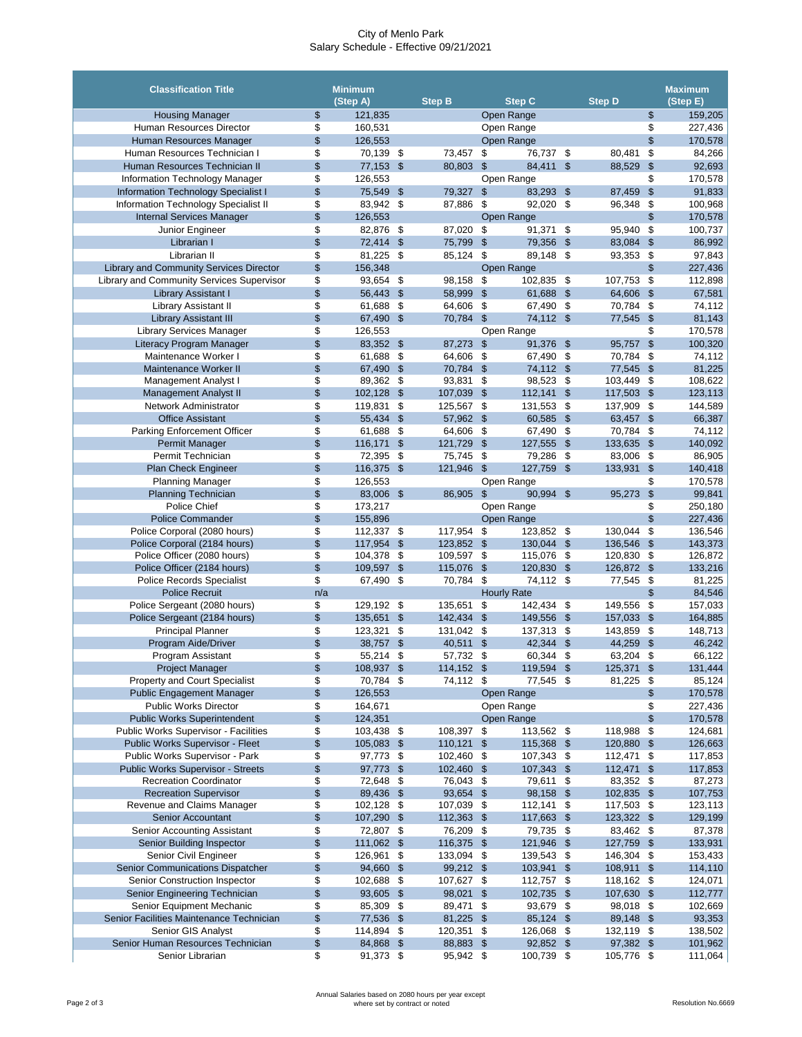City of Menlo Park
Salary Schedule - Effective 09/21/2021

| Classification Title | Minimum (Step A) | Step B | Step C | Step D | Maximum (Step E) |
|---|---|---|---|---|---|
| Housing Manager | $ 121,835 | | Open Range | | $ 159,205 |
| Human Resources Director | $ 160,531 | | Open Range | | $ 227,436 |
| Human Resources Manager | $ 126,553 | | Open Range | | $ 170,578 |
| Human Resources Technician I | $ 70,139 | $ 73,457 | $ 76,737 | $ 80,481 | $ 84,266 |
| Human Resources Technician II | $ 77,153 | $ 80,803 | $ 84,411 | $ 88,529 | $ 92,693 |
| Information Technology Manager | $ 126,553 | | Open Range | | $ 170,578 |
| Information Technology Specialist I | $ 75,549 | $ 79,327 | $ 83,293 | $ 87,459 | $ 91,833 |
| Information Technology Specialist II | $ 83,942 | $ 87,886 | $ 92,020 | $ 96,348 | $ 100,968 |
| Internal Services Manager | $ 126,553 | | Open Range | | $ 170,578 |
| Junior Engineer | $ 82,876 | $ 87,020 | $ 91,371 | $ 95,940 | $ 100,737 |
| Librarian I | $ 72,414 | $ 75,799 | $ 79,356 | $ 83,084 | $ 86,992 |
| Librarian II | $ 81,225 | $ 85,124 | $ 89,148 | $ 93,353 | $ 97,843 |
| Library and Community Services Director | $ 156,348 | | Open Range | | $ 227,436 |
| Library and Community Services Supervisor | $ 93,654 | $ 98,158 | $ 102,835 | $ 107,753 | $ 112,898 |
| Library Assistant I | $ 56,443 | $ 58,999 | $ 61,688 | $ 64,606 | $ 67,581 |
| Library Assistant II | $ 61,688 | $ 64,606 | $ 67,490 | $ 70,784 | $ 74,112 |
| Library Assistant III | $ 67,490 | $ 70,784 | $ 74,112 | $ 77,545 | $ 81,143 |
| Library Services Manager | $ 126,553 | | Open Range | | $ 170,578 |
| Literacy Program Manager | $ 83,352 | $ 87,273 | $ 91,376 | $ 95,757 | $ 100,320 |
| Maintenance Worker I | $ 61,688 | $ 64,606 | $ 67,490 | $ 70,784 | $ 74,112 |
| Maintenance Worker II | $ 67,490 | $ 70,784 | $ 74,112 | $ 77,545 | $ 81,225 |
| Management Analyst I | $ 89,362 | $ 93,831 | $ 98,523 | $ 103,449 | $ 108,622 |
| Management Analyst II | $ 102,128 | $ 107,039 | $ 112,141 | $ 117,503 | $ 123,113 |
| Network Administrator | $ 119,831 | $ 125,567 | $ 131,553 | $ 137,909 | $ 144,589 |
| Office Assistant | $ 55,434 | $ 57,962 | $ 60,585 | $ 63,457 | $ 66,387 |
| Parking Enforcement Officer | $ 61,688 | $ 64,606 | $ 67,490 | $ 70,784 | $ 74,112 |
| Permit Manager | $ 116,171 | $ 121,729 | $ 127,555 | $ 133,635 | $ 140,092 |
| Permit Technician | $ 72,395 | $ 75,745 | $ 79,286 | $ 83,006 | $ 86,905 |
| Plan Check Engineer | $ 116,375 | $ 121,946 | $ 127,759 | $ 133,931 | $ 140,418 |
| Planning Manager | $ 126,553 | | Open Range | | $ 170,578 |
| Planning Technician | $ 83,006 | $ 86,905 | $ 90,994 | $ 95,273 | $ 99,841 |
| Police Chief | $ 173,217 | | Open Range | | $ 250,180 |
| Police Commander | $ 155,896 | | Open Range | | $ 227,436 |
| Police Corporal (2080 hours) | $ 112,337 | $ 117,954 | $ 123,852 | $ 130,044 | $ 136,546 |
| Police Corporal (2184 hours) | $ 117,954 | $ 123,852 | $ 130,044 | $ 136,546 | $ 143,373 |
| Police Officer (2080 hours) | $ 104,378 | $ 109,597 | $ 115,076 | $ 120,830 | $ 126,872 |
| Police Officer (2184 hours) | $ 109,597 | $ 115,076 | $ 120,830 | $ 126,872 | $ 133,216 |
| Police Records Specialist | $ 67,490 | $ 70,784 | $ 74,112 | $ 77,545 | $ 81,225 |
| Police Recruit | n/a | | Hourly Rate | | $ 84,546 |
| Police Sergeant (2080 hours) | $ 129,192 | $ 135,651 | $ 142,434 | $ 149,556 | $ 157,033 |
| Police Sergeant (2184 hours) | $ 135,651 | $ 142,434 | $ 149,556 | $ 157,033 | $ 164,885 |
| Principal Planner | $ 123,321 | $ 131,042 | $ 137,313 | $ 143,859 | $ 148,713 |
| Program Aide/Driver | $ 38,757 | $ 40,511 | $ 42,344 | $ 44,259 | $ 46,242 |
| Program Assistant | $ 55,214 | $ 57,732 | $ 60,344 | $ 63,204 | $ 66,122 |
| Project Manager | $ 108,937 | $ 114,152 | $ 119,594 | $ 125,371 | $ 131,444 |
| Property and Court Specialist | $ 70,784 | $ 74,112 | $ 77,545 | $ 81,225 | $ 85,124 |
| Public Engagement Manager | $ 126,553 | | Open Range | | $ 170,578 |
| Public Works Director | $ 164,671 | | Open Range | | $ 227,436 |
| Public Works Superintendent | $ 124,351 | | Open Range | | $ 170,578 |
| Public Works Supervisor - Facilities | $ 103,438 | $ 108,397 | $ 113,562 | $ 118,988 | $ 124,681 |
| Public Works Supervisor - Fleet | $ 105,083 | $ 110,121 | $ 115,368 | $ 120,880 | $ 126,663 |
| Public Works Supervisor - Park | $ 97,773 | $ 102,460 | $ 107,343 | $ 112,471 | $ 117,853 |
| Public Works Supervisor - Streets | $ 97,773 | $ 102,460 | $ 107,343 | $ 112,471 | $ 117,853 |
| Recreation Coordinator | $ 72,648 | $ 76,043 | $ 79,611 | $ 83,352 | $ 87,273 |
| Recreation Supervisor | $ 89,436 | $ 93,654 | $ 98,158 | $ 102,835 | $ 107,753 |
| Revenue and Claims Manager | $ 102,128 | $ 107,039 | $ 112,141 | $ 117,503 | $ 123,113 |
| Senior Accountant | $ 107,290 | $ 112,363 | $ 117,663 | $ 123,322 | $ 129,199 |
| Senior Accounting Assistant | $ 72,807 | $ 76,209 | $ 79,735 | $ 83,462 | $ 87,378 |
| Senior Building Inspector | $ 111,062 | $ 116,375 | $ 121,946 | $ 127,759 | $ 133,931 |
| Senior Civil Engineer | $ 126,961 | $ 133,094 | $ 139,543 | $ 146,304 | $ 153,433 |
| Senior Communications Dispatcher | $ 94,660 | $ 99,212 | $ 103,941 | $ 108,911 | $ 114,110 |
| Senior Construction Inspector | $ 102,688 | $ 107,627 | $ 112,757 | $ 118,162 | $ 124,071 |
| Senior Engineering Technician | $ 93,605 | $ 98,021 | $ 102,735 | $ 107,630 | $ 112,777 |
| Senior Equipment Mechanic | $ 85,309 | $ 89,471 | $ 93,679 | $ 98,018 | $ 102,669 |
| Senior Facilities Maintenance Technician | $ 77,536 | $ 81,225 | $ 85,124 | $ 89,148 | $ 93,353 |
| Senior GIS Analyst | $ 114,894 | $ 120,351 | $ 126,068 | $ 132,119 | $ 138,502 |
| Senior Human Resources Technician | $ 84,868 | $ 88,883 | $ 92,852 | $ 97,382 | $ 101,962 |
| Senior Librarian | $ 91,373 | $ 95,942 | $ 100,739 | $ 105,776 | $ 111,064 |

Annual Salaries based on 2080 hours per year except where set by contract or noted

Resolution No.6669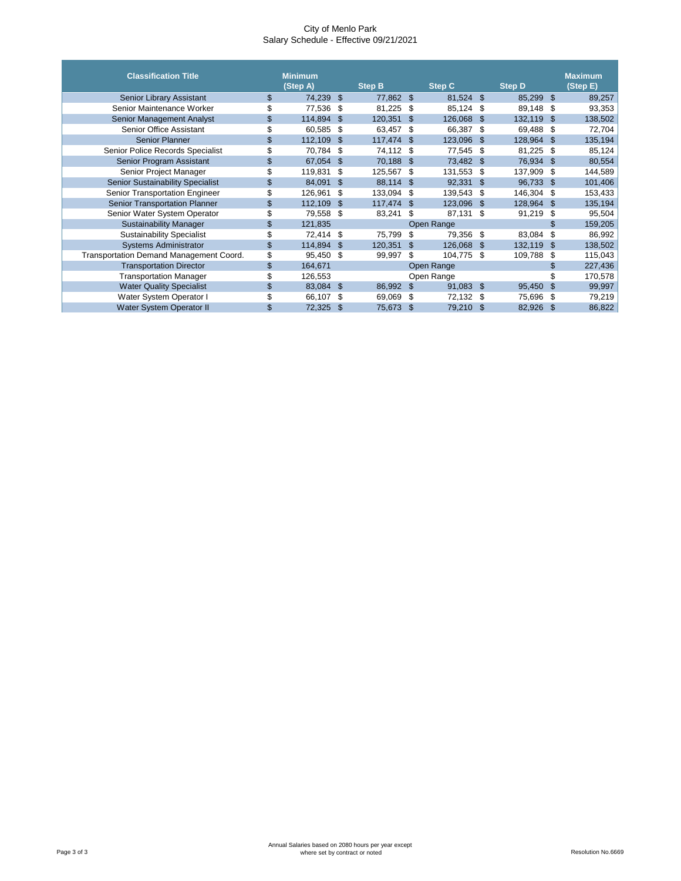| Classification Title | Minimum (Step A) | Step B | Step C | Step D | Maximum (Step E) |
|---|---|---|---|---|---|
| Senior Library Assistant | $ 74,239 | $ 77,862 | $ 81,524 | $ 85,299 | $ 89,257 |
| Senior Maintenance Worker | $ 77,536 | $ 81,225 | $ 85,124 | $ 89,148 | $ 93,353 |
| Senior Management Analyst | $ 114,894 | $ 120,351 | $ 126,068 | $ 132,119 | $ 138,502 |
| Senior Office Assistant | $ 60,585 | $ 63,457 | $ 66,387 | $ 69,488 | $ 72,704 |
| Senior Planner | $ 112,109 | $ 117,474 | $ 123,096 | $ 128,964 | $ 135,194 |
| Senior Police Records Specialist | $ 70,784 | $ 74,112 | $ 77,545 | $ 81,225 | $ 85,124 |
| Senior Program Assistant | $ 67,054 | $ 70,188 | $ 73,482 | $ 76,934 | $ 80,554 |
| Senior Project Manager | $ 119,831 | $ 125,567 | $ 131,553 | $ 137,909 | $ 144,589 |
| Senior Sustainability Specialist | $ 84,091 | $ 88,114 | $ 92,331 | $ 96,733 | $ 101,406 |
| Senior Transportation Engineer | $ 126,961 | $ 133,094 | $ 139,543 | $ 146,304 | $ 153,433 |
| Senior Transportation Planner | $ 112,109 | $ 117,474 | $ 123,096 | $ 128,964 | $ 135,194 |
| Senior Water System Operator | $ 79,558 | $ 83,241 | $ 87,131 | $ 91,219 | $ 95,504 |
| Sustainability Manager | $ 121,835 | | Open Range | | $ 159,205 |
| Sustainability Specialist | $ 72,414 | $ 75,799 | $ 79,356 | $ 83,084 | $ 86,992 |
| Systems Administrator | $ 114,894 | $ 120,351 | $ 126,068 | $ 132,119 | $ 138,502 |
| Transportation Demand Management Coord. | $ 95,450 | $ 99,997 | $ 104,775 | $ 109,788 | $ 115,043 |
| Transportation Director | $ 164,671 | | Open Range | | $ 227,436 |
| Transportation Manager | $ 126,553 | | Open Range | | $ 170,578 |
| Water Quality Specialist | $ 83,084 | $ 86,992 | $ 91,083 | $ 95,450 | $ 99,997 |
| Water System Operator I | $ 66,107 | $ 69,069 | $ 72,132 | $ 75,696 | $ 79,219 |
| Water System Operator II | $ 72,325 | $ 75,673 | $ 79,210 | $ 82,926 | $ 86,822 |